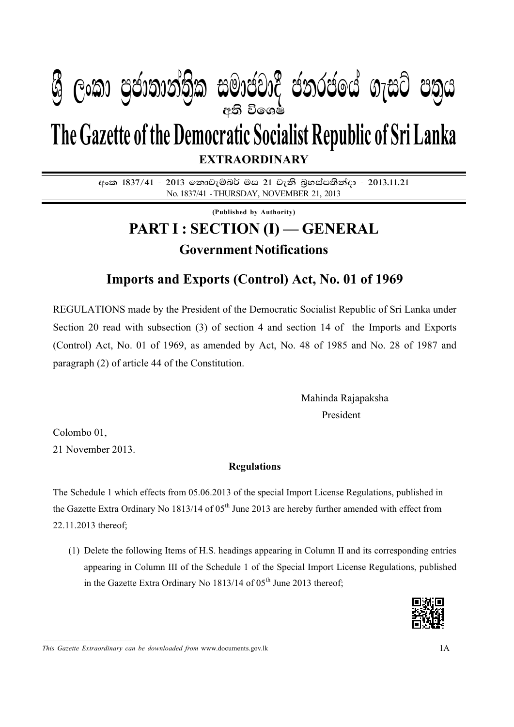# ශ්‍රී ලංකා ප්‍රජාතාන්ත්‍රික සමාජවාදී ජනරජයේ ගැසට් පත්‍රය

අති විශෙෂ

# The Gazette of the Democratic Socialist Republic of Sri Lanka

**EXTRAORDINARY**

**අංක 1837/41 - 2013 නොවැම්බර් මස 21 වැනි බ්‍රහස්පතින්දා - 2013.11.21**

No. 1837/41 - THURSDAY, NOVEMBER 21, 2013

**(Published by Authority)**

## PART I : SECTION (I) — GENERAL

### Government Notifications

## Imports and Exports (Control) Act, No. 01 of 1969

REGULATIONS made by the President of the Democratic Socialist Republic of Sri Lanka under Section 20 read with subsection (3) of section 4 and section 14 of the Imports and Exports (Control) Act, No. 01 of 1969, as amended by Act, No. 48 of 1985 and No. 28 of 1987 and paragraph (2) of article 44 of the Constitution.

Mahinda Rajapaksha
President

Colombo 01,
21 November 2013.

**Regulations**

The Schedule 1 which effects from 05.06.2013 of the special Import License Regulations, published in the Gazette Extra Ordinary No 1813/14 of 05th June 2013 are hereby further amended with effect from 22.11.2013 thereof;

(1) Delete the following Items of H.S. headings appearing in Column II and its corresponding entries appearing in Column III of the Schedule 1 of the Special Import License Regulations, published in the Gazette Extra Ordinary No 1813/14 of 05th June 2013 thereof;

*This Gazette Extraordinary can be downloaded from* www.documents.gov.lk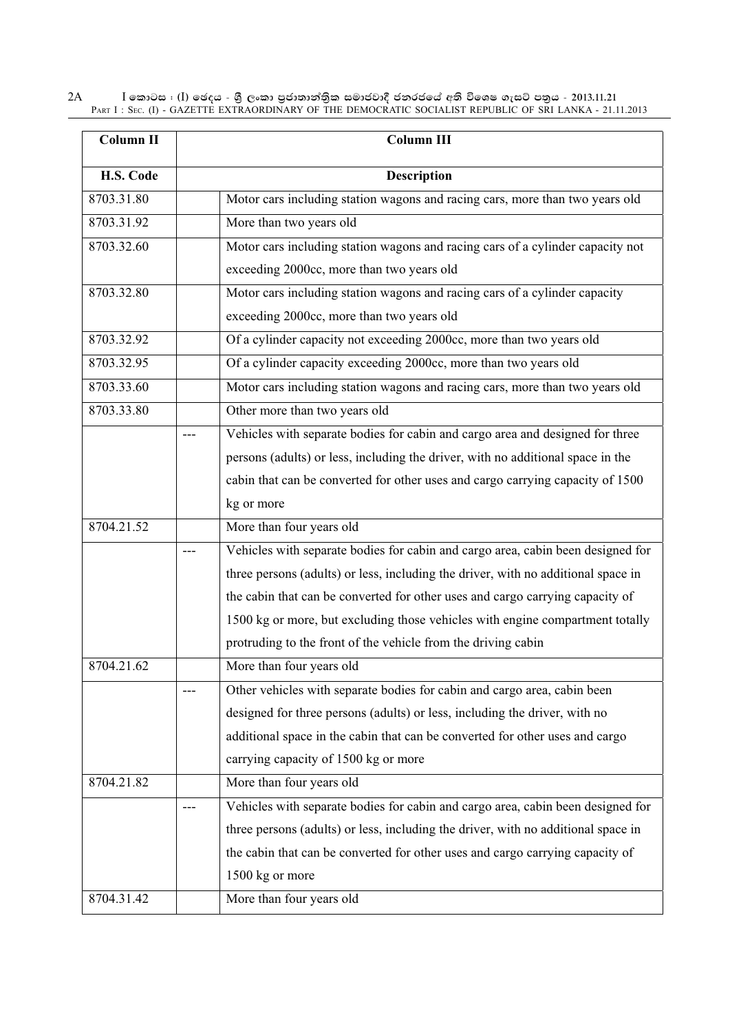| Column II | Column III | |
|---|---|---|
| H.S. Code | Description | |
| 8703.31.80 | | Motor cars including station wagons and racing cars, more than two years old |
| 8703.31.92 | | More than two years old |
| 8703.32.60 | | Motor cars including station wagons and racing cars of a cylinder capacity not exceeding 2000cc, more than two years old |
| 8703.32.80 | | Motor cars including station wagons and racing cars of a cylinder capacity exceeding 2000cc, more than two years old |
| 8703.32.92 | | Of a cylinder capacity not exceeding 2000cc, more than two years old |
| 8703.32.95 | | Of a cylinder capacity exceeding 2000cc, more than two years old |
| 8703.33.60 | | Motor cars including station wagons and racing cars, more than two years old |
| 8703.33.80 | | Other more than two years old |
| | --- | Vehicles with separate bodies for cabin and cargo area and designed for three persons (adults) or less, including the driver, with no additional space in the cabin that can be converted for other uses and cargo carrying capacity of 1500 kg or more |
| 8704.21.52 | | More than four years old |
| | --- | Vehicles with separate bodies for cabin and cargo area, cabin been designed for three persons (adults) or less, including the driver, with no additional space in the cabin that can be converted for other uses and cargo carrying capacity of 1500 kg or more, but excluding those vehicles with engine compartment totally protruding to the front of the vehicle from the driving cabin |
| 8704.21.62 | | More than four years old |
| | --- | Other vehicles with separate bodies for cabin and cargo area, cabin been designed for three persons (adults) or less, including the driver, with no additional space in the cabin that can be converted for other uses and cargo carrying capacity of 1500 kg or more |
| 8704.21.82 | | More than four years old |
| | --- | Vehicles with separate bodies for cabin and cargo area, cabin been designed for three persons (adults) or less, including the driver, with no additional space in the cabin that can be converted for other uses and cargo carrying capacity of 1500 kg or more |
| 8704.31.42 | | More than four years old |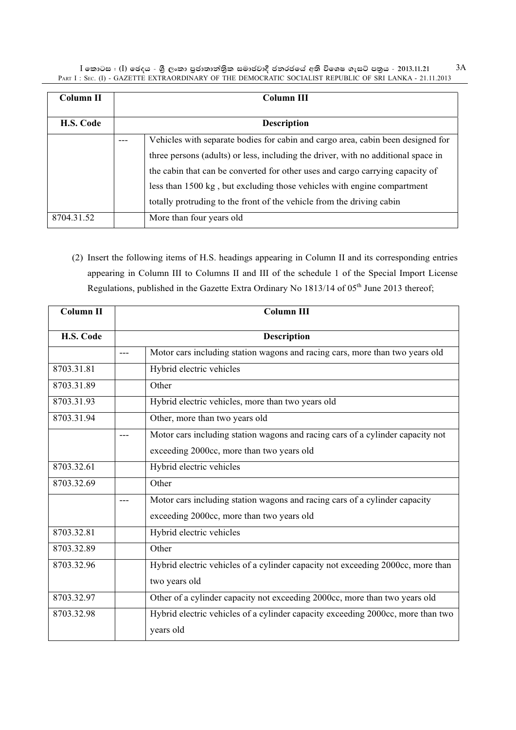| Column II | Column III | |
|---|---|---|
| **H.S. Code** | **Description** | |
| | --- | Vehicles with separate bodies for cabin and cargo area, cabin been designed for three persons (adults) or less, including the driver, with no additional space in the cabin that can be converted for other uses and cargo carrying capacity of less than 1500 kg , but excluding those vehicles with engine compartment totally protruding to the front of the vehicle from the driving cabin |
| 8704.31.52 | | More than four years old |

(2) Insert the following items of H.S. headings appearing in Column II and its corresponding entries appearing in Column III to Columns II and III of the schedule 1 of the Special Import License Regulations, published in the Gazette Extra Ordinary No 1813/14 of 05th June 2013 thereof;

| Column II | Column III | |
|---|---|---|
| **H.S. Code** | **Description** | |
| | --- | Motor cars including station wagons and racing cars, more than two years old |
| 8703.31.81 | | Hybrid electric vehicles |
| 8703.31.89 | | Other |
| 8703.31.93 | | Hybrid electric vehicles, more than two years old |
| 8703.31.94 | | Other, more than two years old |
| | --- | Motor cars including station wagons and racing cars of a cylinder capacity not exceeding 2000cc, more than two years old |
| 8703.32.61 | | Hybrid electric vehicles |
| 8703.32.69 | | Other |
| | --- | Motor cars including station wagons and racing cars of a cylinder capacity exceeding 2000cc, more than two years old |
| 8703.32.81 | | Hybrid electric vehicles |
| 8703.32.89 | | Other |
| 8703.32.96 | | Hybrid electric vehicles of a cylinder capacity not exceeding 2000cc, more than two years old |
| 8703.32.97 | | Other of a cylinder capacity not exceeding 2000cc, more than two years old |
| 8703.32.98 | | Hybrid electric vehicles of a cylinder capacity exceeding 2000cc, more than two years old |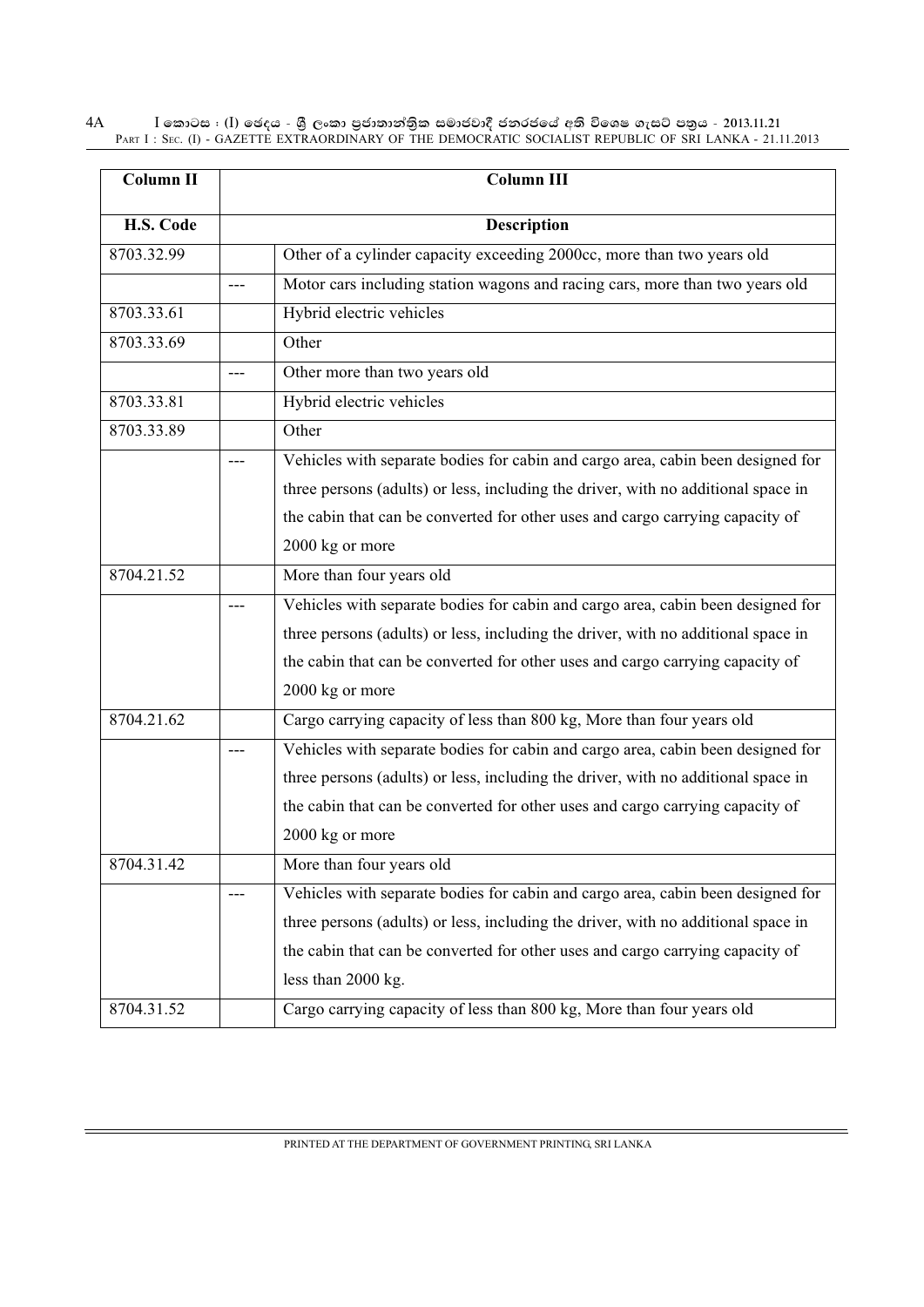| Column II | Column III | |
|---|---|---|
| H.S. Code | Description | |
| 8703.32.99 | | Other of a cylinder capacity exceeding 2000cc, more than two years old |
| | --- | Motor cars including station wagons and racing cars, more than two years old |
| 8703.33.61 | | Hybrid electric vehicles |
| 8703.33.69 | | Other |
| | --- | Other more than two years old |
| 8703.33.81 | | Hybrid electric vehicles |
| 8703.33.89 | | Other |
| | --- | Vehicles with separate bodies for cabin and cargo area, cabin been designed for three persons (adults) or less, including the driver, with no additional space in the cabin that can be converted for other uses and cargo carrying capacity of 2000 kg or more |
| 8704.21.52 | | More than four years old |
| | --- | Vehicles with separate bodies for cabin and cargo area, cabin been designed for three persons (adults) or less, including the driver, with no additional space in the cabin that can be converted for other uses and cargo carrying capacity of 2000 kg or more |
| 8704.21.62 | | Cargo carrying capacity of less than 800 kg, More than four years old |
| | --- | Vehicles with separate bodies for cabin and cargo area, cabin been designed for three persons (adults) or less, including the driver, with no additional space in the cabin that can be converted for other uses and cargo carrying capacity of 2000 kg or more |
| 8704.31.42 | | More than four years old |
| | --- | Vehicles with separate bodies for cabin and cargo area, cabin been designed for three persons (adults) or less, including the driver, with no additional space in the cabin that can be converted for other uses and cargo carrying capacity of less than 2000 kg. |
| 8704.31.52 | | Cargo carrying capacity of less than 800 kg, More than four years old |

PRINTED AT THE DEPARTMENT OF GOVERNMENT PRINTING, SRI LANKA